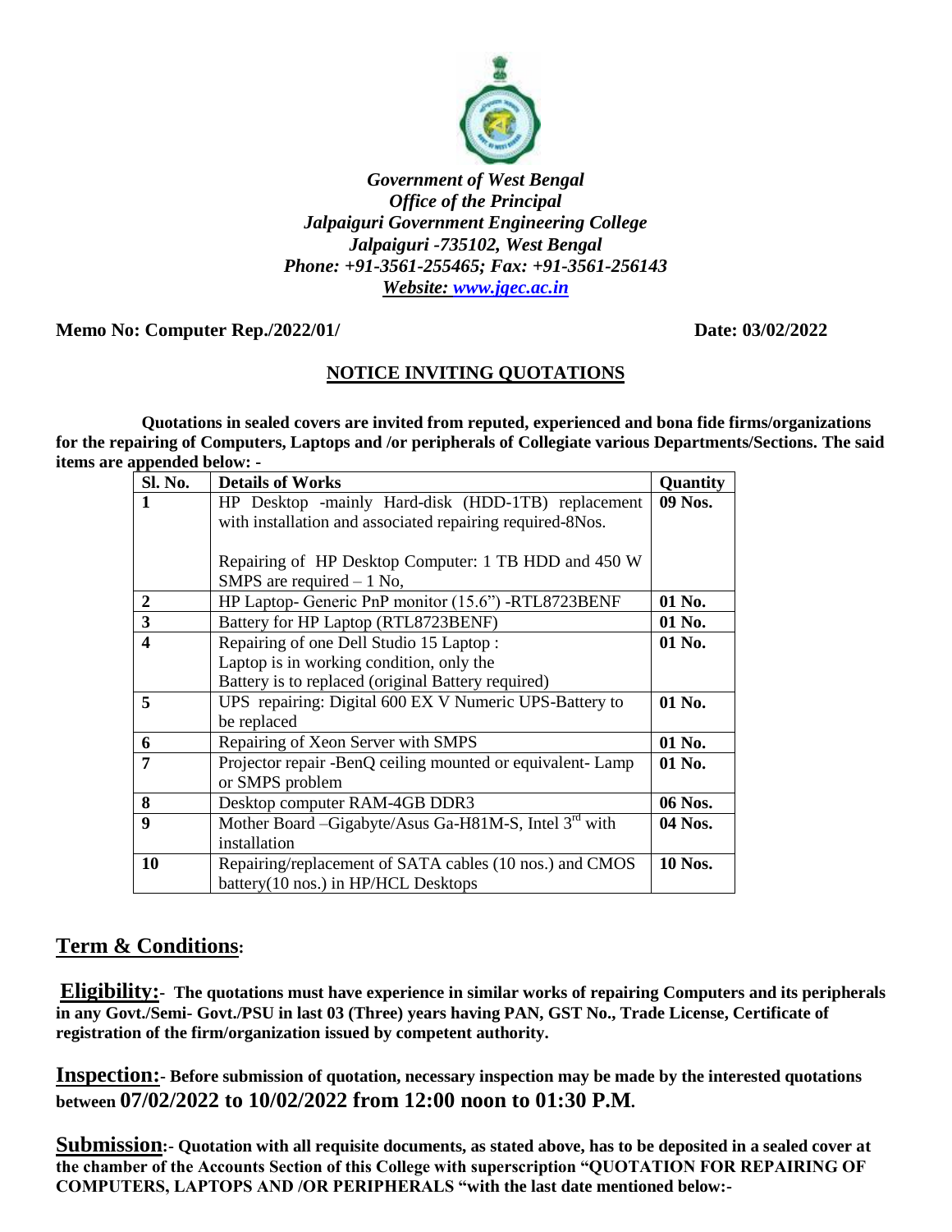*Government of West Bengal*
*Office of the Principal*
*Jalpaiguri Government Engineering College*
*Jalpaiguri -735102, West Bengal*
*Phone: +91-3561-255465; Fax: +91-3561-256143*
*Website: www.jgec.ac.in*

**Memo No: Computer Rep./2022/01/** **Date: 03/02/2022**

## NOTICE INVITING QUOTATIONS

**Quotations in sealed covers are invited from reputed, experienced and bona fide firms/organizations for the repairing of Computers, Laptops and /or peripherals of Collegiate various Departments/Sections. The said items are appended below: -**

| Sl. No. | Details of Works | Quantity |
|---|---|---|
| **1** | HP Desktop -mainly Hard-disk (HDD-1TB) replacement with installation and associated repairing required-8Nos.<br><br>Repairing of HP Desktop Computer: 1 TB HDD and 450 W SMPS are required – 1 No, | **09 Nos.** |
| **2** | HP Laptop- Generic PnP monitor (15.6") -RTL8723BENF | **01 No.** |
| **3** | Battery for HP Laptop (RTL8723BENF) | **01 No.** |
| **4** | Repairing of one Dell Studio 15 Laptop :<br>Laptop is in working condition, only the<br>Battery is to replaced (original Battery required) | **01 No.** |
| **5** | UPS repairing: Digital 600 EX V Numeric UPS-Battery to be replaced | **01 No.** |
| **6** | Repairing of Xeon Server with SMPS | **01 No.** |
| **7** | Projector repair -BenQ ceiling mounted or equivalent- Lamp or SMPS problem | **01 No.** |
| **8** | Desktop computer RAM-4GB DDR3 | **06 Nos.** |
| **9** | Mother Board –Gigabyte/Asus Ga-H81M-S, Intel 3rd with installation | **04 Nos.** |
| **10** | Repairing/replacement of SATA cables (10 nos.) and CMOS battery(10 nos.) in HP/HCL Desktops | **10 Nos.** |

## Term & Conditions:

**Eligibility:- The quotations must have experience in similar works of repairing Computers and its peripherals in any Govt./Semi- Govt./PSU in last 03 (Three) years having PAN, GST No., Trade License, Certificate of registration of the firm/organization issued by competent authority.**

**Inspection:- Before submission of quotation, necessary inspection may be made by the interested quotations between 07/02/2022 to 10/02/2022 from 12:00 noon to 01:30 P.M.**

**Submission:- Quotation with all requisite documents, as stated above, has to be deposited in a sealed cover at the chamber of the Accounts Section of this College with superscription "QUOTATION FOR REPAIRING OF COMPUTERS, LAPTOPS AND /OR PERIPHERALS "with the last date mentioned below:-**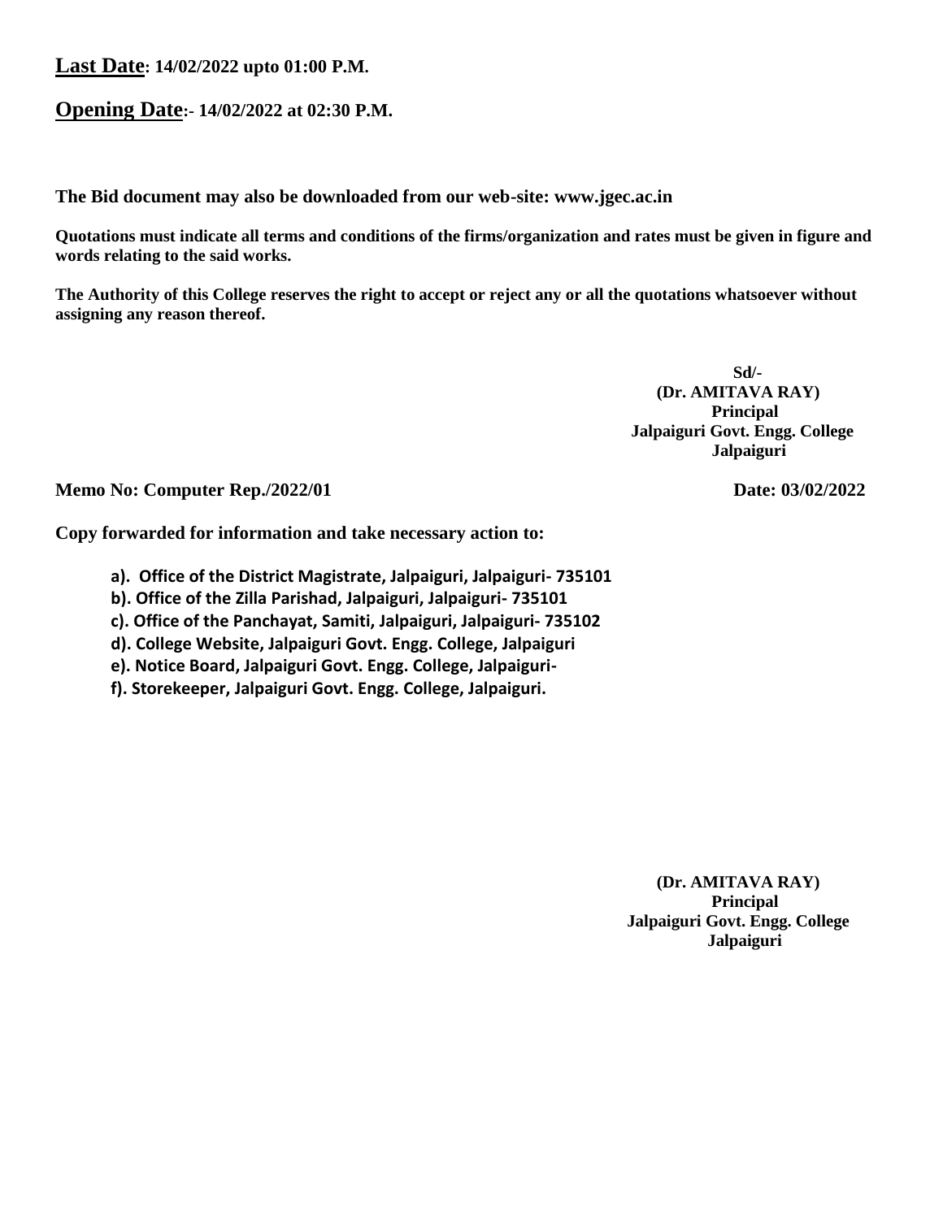**<u>Last Date</u>: 14/02/2022 upto 01:00 P.M.**

**<u>Opening Date</u>:- 14/02/2022 at 02:30 P.M.**

**The Bid document may also be downloaded from our web-site: www.jgec.ac.in**

**Quotations must indicate all terms and conditions of the firms/organization and rates must be given in figure and words relating to the said works.**

**The Authority of this College reserves the right to accept or reject any or all the quotations whatsoever without assigning any reason thereof.**

**Sd/-**
**(Dr. AMITAVA RAY)**
**Principal**
**Jalpaiguri Govt. Engg. College**
**Jalpaiguri**

**Memo No: Computer Rep./2022/01** **Date: 03/02/2022**

**Copy forwarded for information and take necessary action to:**

**a). Office of the District Magistrate, Jalpaiguri, Jalpaiguri- 735101**
**b). Office of the Zilla Parishad, Jalpaiguri, Jalpaiguri- 735101**
**c). Office of the Panchayat, Samiti, Jalpaiguri, Jalpaiguri- 735102**
**d). College Website, Jalpaiguri Govt. Engg. College, Jalpaiguri**
**e). Notice Board, Jalpaiguri Govt. Engg. College, Jalpaiguri-**
**f). Storekeeper, Jalpaiguri Govt. Engg. College, Jalpaiguri.**

**(Dr. AMITAVA RAY)**
**Principal**
**Jalpaiguri Govt. Engg. College**
**Jalpaiguri**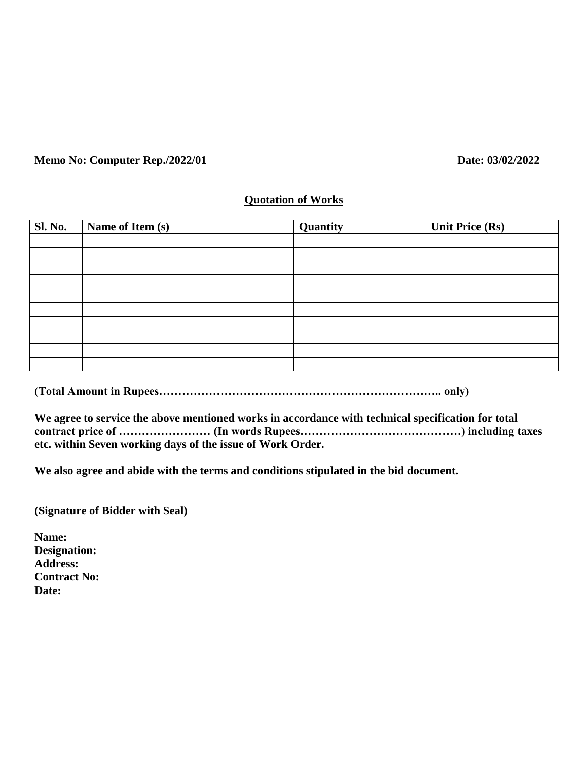**Memo No: Computer Rep./2022/01** **Date: 03/02/2022**

**Quotation of Works**

| Sl. No. | Name of Item (s) | Quantity | Unit Price (Rs) |
|---|---|---|---|
| | | | |
| | | | |
| | | | |
| | | | |
| | | | |
| | | | |
| | | | |
| | | | |
| | | | |
| | | | |

**(Total Amount in Rupees……………………………………………………………….. only)**

**We agree to service the above mentioned works in accordance with technical specification for total contract price of …………………… (In words Rupees……………………………………) including taxes etc. within Seven working days of the issue of Work Order.**

**We also agree and abide with the terms and conditions stipulated in the bid document.**

**(Signature of Bidder with Seal)**

**Name:**
**Designation:**
**Address:**
**Contract No:**
**Date:**